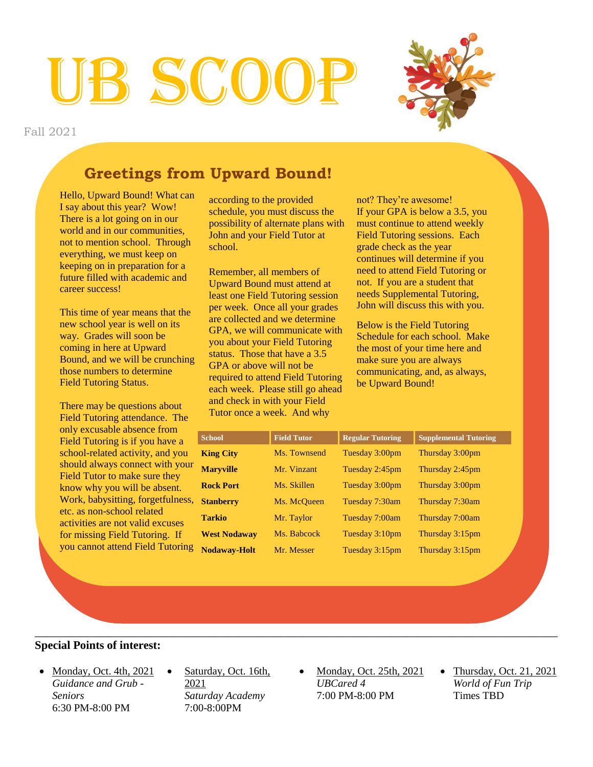# UB SCOOP

Fall 2021

## Greetings from Upward Bound!

Hello, Upward Bound! What can I say about this year? Wow! There is a lot going on in our world and in our communities, not to mention school. Through everything, we must keep on keeping on in preparation for a future filled with academic and career success!

This time of year means that the new school year is well on its way. Grades will soon be coming in here at Upward Bound, and we will be crunching those numbers to determine Field Tutoring Status.

There may be questions about Field Tutoring attendance. The only excusable absence from Field Tutoring is if you have a school-related activity, and you should always connect with your Field Tutor to make sure they know why you will be absent. Work, babysitting, forgetfulness, etc. as non-school related activities are not valid excuses for missing Field Tutoring. If you cannot attend Field Tutoring according to the provided schedule, you must discuss the possibility of alternate plans with John and your Field Tutor at school.

Remember, all members of Upward Bound must attend at least one Field Tutoring session per week. Once all your grades are collected and we determine GPA, we will communicate with you about your Field Tutoring status. Those that have a 3.5 GPA or above will not be required to attend Field Tutoring each week. Please still go ahead and check in with your Field Tutor once a week. And why not? They're awesome! If your GPA is below a 3.5, you must continue to attend weekly Field Tutoring sessions. Each grade check as the year continues will determine if you need to attend Field Tutoring or not. If you are a student that needs Supplemental Tutoring, John will discuss this with you.

Below is the Field Tutoring Schedule for each school. Make the most of your time here and make sure you are always communicating, and, as always, be Upward Bound!

| School | Field Tutor | Regular Tutoring | Supplemental Tutoring |
|---|---|---|---|
| **King City** | Ms. Townsend | Tuesday 3:00pm | Thursday 3:00pm |
| **Maryville** | Mr. Vinzant | Tuesday 2:45pm | Thursday 2:45pm |
| **Rock Port** | Ms. Skillen | Tuesday 3:00pm | Thursday 3:00pm |
| **Stanberry** | Ms. McQueen | Tuesday 7:30am | Thursday 7:30am |
| **Tarkio** | Mr. Taylor | Tuesday 7:00am | Thursday 7:00am |
| **West Nodaway** | Ms. Babcock | Tuesday 3:10pm | Thursday 3:15pm |
| **Nodaway-Holt** | Mr. Messer | Tuesday 3:15pm | Thursday 3:15pm |

---

**Special Points of interest:**

- Monday, Oct. 4th, 2021
  *Guidance and Grub - Seniors*
  6:30 PM-8:00 PM
- Saturday, Oct. 16th, 2021
  *Saturday Academy*
  7:00-8:00PM
- Monday, Oct. 25th, 2021
  *UBCared 4*
  7:00 PM-8:00 PM
- Thursday, Oct. 21, 2021
  *World of Fun Trip*
  Times TBD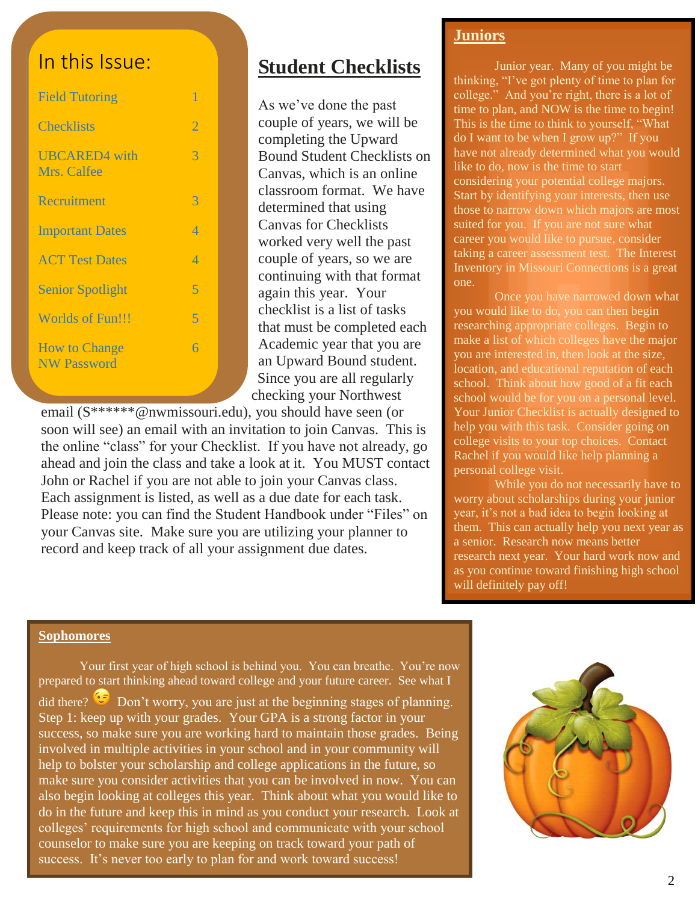## In this Issue:

| | |
|---|---|
| Field Tutoring | 1 |
| Checklists | 2 |
| UBCARED4 with Mrs. Calfee | 3 |
| Recruitment | 3 |
| Important Dates | 4 |
| ACT Test Dates | 4 |
| Senior Spotlight | 5 |
| Worlds of Fun!!! | 5 |
| How to Change NW Password | 6 |

# Student Checklists

As we've done the past couple of years, we will be completing the Upward Bound Student Checklists on Canvas, which is an online classroom format. We have determined that using Canvas for Checklists worked very well the past couple of years, so we are continuing with that format again this year. Your checklist is a list of tasks that must be completed each Academic year that you are an Upward Bound student. Since you are all regularly checking your Northwest email (S******@nwmissouri.edu), you should have seen (or soon will see) an email with an invitation to join Canvas. This is the online "class" for your Checklist. If you have not already, go ahead and join the class and take a look at it. You MUST contact John or Rachel if you are not able to join your Canvas class. Each assignment is listed, as well as a due date for each task. Please note: you can find the Student Handbook under "Files" on your Canvas site. Make sure you are utilizing your planner to record and keep track of all your assignment due dates.

## Juniors

Junior year. Many of you might be thinking, "I've got plenty of time to plan for college." And you're right, there is a lot of time to plan, and NOW is the time to begin! This is the time to think to yourself, "What do I want to be when I grow up?" If you have not already determined what you would like to do, now is the time to start considering your potential college majors. Start by identifying your interests, then use those to narrow down which majors are most suited for you. If you are not sure what career you would like to pursue, consider taking a career assessment test. The Interest Inventory in Missouri Connections is a great one.

Once you have narrowed down what you would like to do, you can then begin researching appropriate colleges. Begin to make a list of which colleges have the major you are interested in, then look at the size, location, and educational reputation of each school. Think about how good of a fit each school would be for you on a personal level. Your Junior Checklist is actually designed to help you with this task. Consider going on college visits to your top choices. Contact Rachel if you would like help planning a personal college visit.

While you do not necessarily have to worry about scholarships during your junior year, it's not a bad idea to begin looking at them. This can actually help you next year as a senior. Research now means better research next year. Your hard work now and as you continue toward finishing high school will definitely pay off!

## Sophomores

Your first year of high school is behind you. You can breathe. You're now prepared to start thinking ahead toward college and your future career. See what I did there? 😉 Don't worry, you are just at the beginning stages of planning. Step 1: keep up with your grades. Your GPA is a strong factor in your success, so make sure you are working hard to maintain those grades. Being involved in multiple activities in your school and in your community will help to bolster your scholarship and college applications in the future, so make sure you consider activities that you can be involved in now. You can also begin looking at colleges this year. Think about what you would like to do in the future and keep this in mind as you conduct your research. Look at colleges' requirements for high school and communicate with your school counselor to make sure you are keeping on track toward your path of success. It's never too early to plan for and work toward success!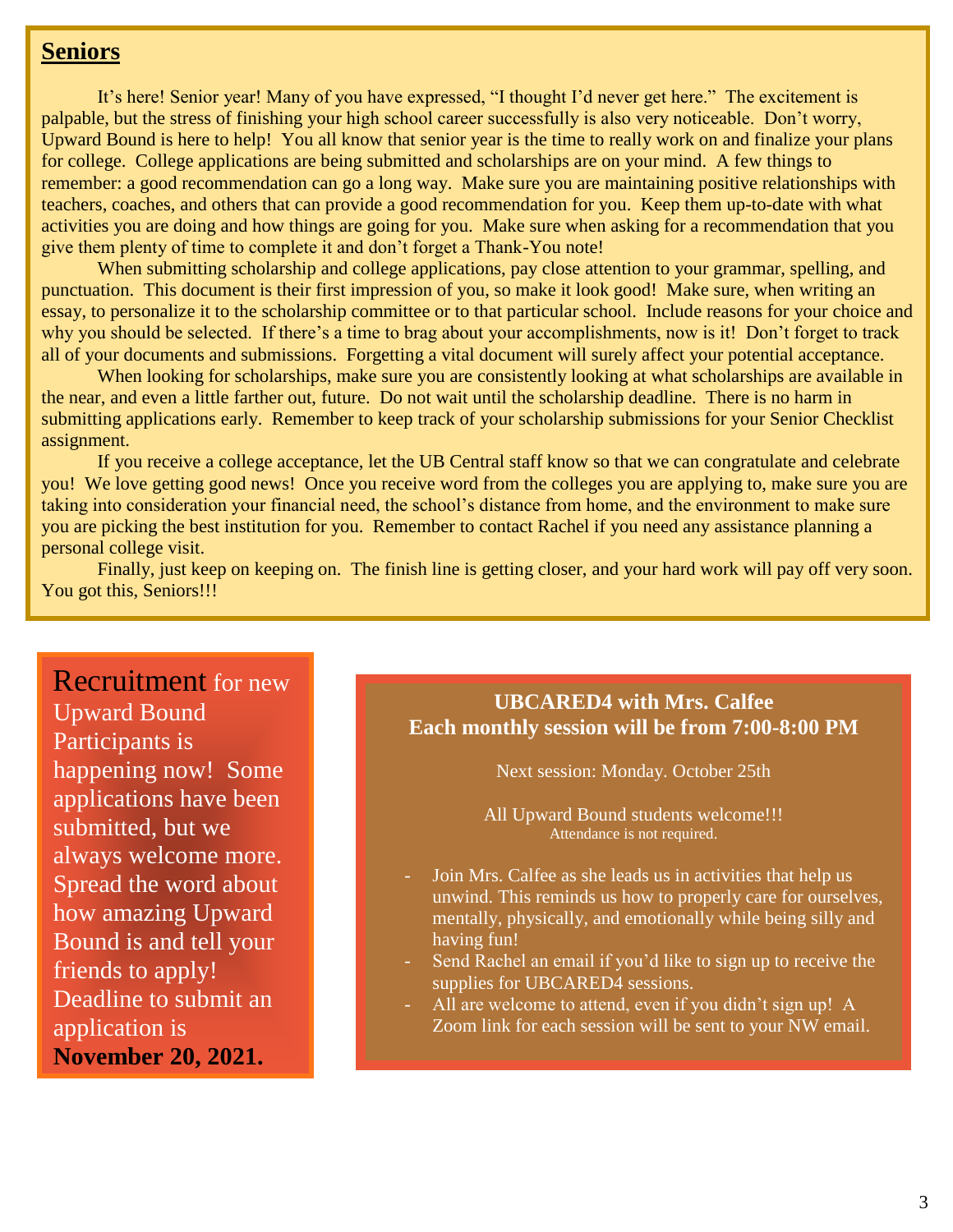## Seniors

It's here! Senior year! Many of you have expressed, "I thought I'd never get here." The excitement is palpable, but the stress of finishing your high school career successfully is also very noticeable. Don't worry, Upward Bound is here to help! You all know that senior year is the time to really work on and finalize your plans for college. College applications are being submitted and scholarships are on your mind. A few things to remember: a good recommendation can go a long way. Make sure you are maintaining positive relationships with teachers, coaches, and others that can provide a good recommendation for you. Keep them up-to-date with what activities you are doing and how things are going for you. Make sure when asking for a recommendation that you give them plenty of time to complete it and don't forget a Thank-You note!

When submitting scholarship and college applications, pay close attention to your grammar, spelling, and punctuation. This document is their first impression of you, so make it look good! Make sure, when writing an essay, to personalize it to the scholarship committee or to that particular school. Include reasons for your choice and why you should be selected. If there's a time to brag about your accomplishments, now is it! Don't forget to track all of your documents and submissions. Forgetting a vital document will surely affect your potential acceptance.

When looking for scholarships, make sure you are consistently looking at what scholarships are available in the near, and even a little farther out, future. Do not wait until the scholarship deadline. There is no harm in submitting applications early. Remember to keep track of your scholarship submissions for your Senior Checklist assignment.

If you receive a college acceptance, let the UB Central staff know so that we can congratulate and celebrate you! We love getting good news! Once you receive word from the colleges you are applying to, make sure you are taking into consideration your financial need, the school's distance from home, and the environment to make sure you are picking the best institution for you. Remember to contact Rachel if you need any assistance planning a personal college visit.

Finally, just keep on keeping on. The finish line is getting closer, and your hard work will pay off very soon. You got this, Seniors!!!

Recruitment for new Upward Bound Participants is happening now! Some applications have been submitted, but we always welcome more. Spread the word about how amazing Upward Bound is and tell your friends to apply! Deadline to submit an application is **November 20, 2021.**

**UBCARED4 with Mrs. Calfee**
**Each monthly session will be from 7:00-8:00 PM**

Next session: Monday. October 25th

All Upward Bound students welcome!!!
Attendance is not required.

- Join Mrs. Calfee as she leads us in activities that help us unwind. This reminds us how to properly care for ourselves, mentally, physically, and emotionally while being silly and having fun!
- Send Rachel an email if you'd like to sign up to receive the supplies for UBCARED4 sessions.
- All are welcome to attend, even if you didn't sign up! A Zoom link for each session will be sent to your NW email.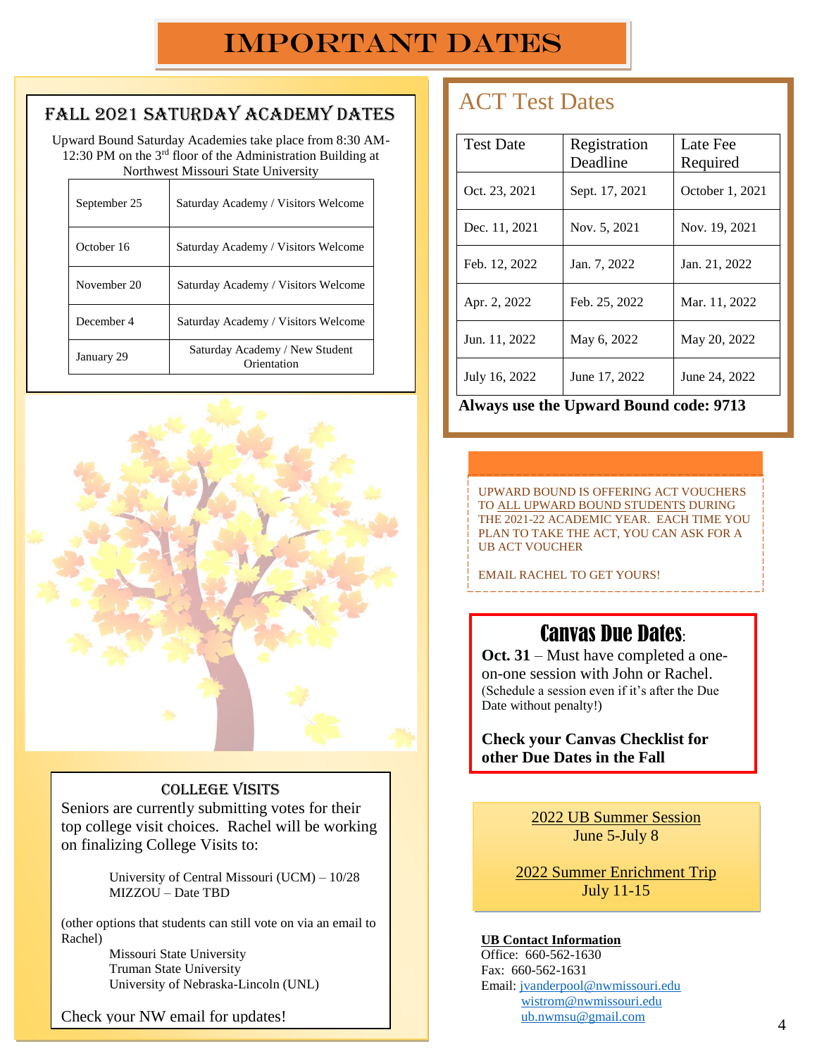# IMPORTANT DATES

## Fall 2021 Saturday Academy Dates

Upward Bound Saturday Academies take place from 8:30 AM-12:30 PM on the 3rd floor of the Administration Building at Northwest Missouri State University

| Date | Event |
|---|---|
| September 25 | Saturday Academy / Visitors Welcome |
| October 16 | Saturday Academy / Visitors Welcome |
| November 20 | Saturday Academy / Visitors Welcome |
| December 4 | Saturday Academy / Visitors Welcome |
| January 29 | Saturday Academy / New Student Orientation |

## College Visits

Seniors are currently submitting votes for their top college visit choices. Rachel will be working on finalizing College Visits to:

- University of Central Missouri (UCM) – 10/28
- MIZZOU – Date TBD

(other options that students can still vote on via an email to Rachel)

- Missouri State University
- Truman State University
- University of Nebraska-Lincoln (UNL)

Check your NW email for updates!

## ACT Test Dates

| Test Date | Registration Deadline | Late Fee Required |
|---|---|---|
| Oct. 23, 2021 | Sept. 17, 2021 | October 1, 2021 |
| Dec. 11, 2021 | Nov. 5, 2021 | Nov. 19, 2021 |
| Feb. 12, 2022 | Jan. 7, 2022 | Jan. 21, 2022 |
| Apr. 2, 2022 | Feb. 25, 2022 | Mar. 11, 2022 |
| Jun. 11, 2022 | May 6, 2022 | May 20, 2022 |
| July 16, 2022 | June 17, 2022 | June 24, 2022 |

**Always use the Upward Bound code: 9713**

UPWARD BOUND IS OFFERING ACT VOUCHERS TO ALL UPWARD BOUND STUDENTS DURING THE 2021-22 ACADEMIC YEAR. EACH TIME YOU PLAN TO TAKE THE ACT, YOU CAN ASK FOR A UB ACT VOUCHER

EMAIL RACHEL TO GET YOURS!

## Canvas Due Dates:

**Oct. 31** – Must have completed a one-on-one session with John or Rachel. (Schedule a session even if it's after the Due Date without penalty!)

**Check your Canvas Checklist for other Due Dates in the Fall**

2022 UB Summer Session
June 5-July 8

2022 Summer Enrichment Trip
July 11-15

**UB Contact Information**
Office: 660-562-1630
Fax: 660-562-1631
Email: jvanderpool@nwmissouri.edu
wistrom@nwmissouri.edu
ub.nwmsu@gmail.com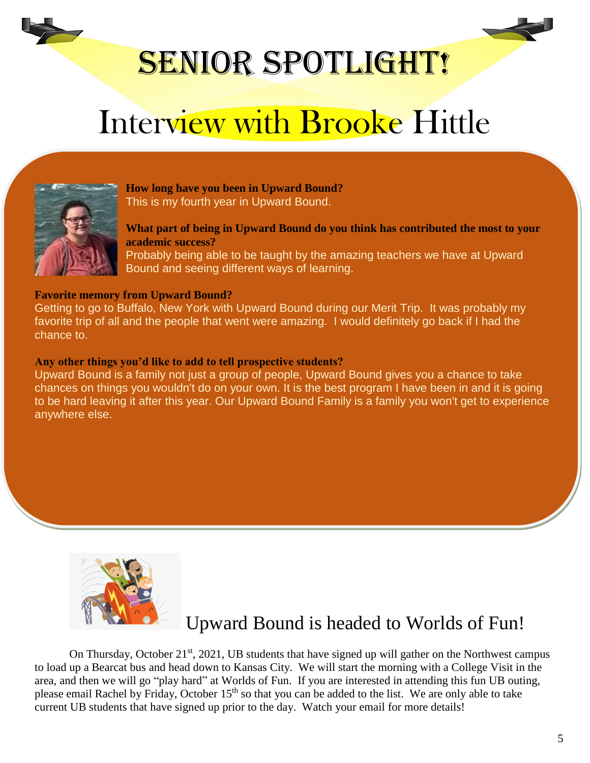# SENIOR SPOTLIGHT!

## Interview with Brooke Hittle

**How long have you been in Upward Bound?**
This is my fourth year in Upward Bound.

**What part of being in Upward Bound do you think has contributed the most to your academic success?**
Probably being able to be taught by the amazing teachers we have at Upward Bound and seeing different ways of learning.

**Favorite memory from Upward Bound?**
Getting to go to Buffalo, New York with Upward Bound during our Merit Trip. It was probably my favorite trip of all and the people that went were amazing. I would definitely go back if I had the chance to.

**Any other things you'd like to add to tell prospective students?**
Upward Bound is a family not just a group of people, Upward Bound gives you a chance to take chances on things you wouldn't do on your own. It is the best program I have been in and it is going to be hard leaving it after this year. Our Upward Bound Family is a family you won't get to experience anywhere else.

## Upward Bound is headed to Worlds of Fun!

On Thursday, October 21st, 2021, UB students that have signed up will gather on the Northwest campus to load up a Bearcat bus and head down to Kansas City. We will start the morning with a College Visit in the area, and then we will go "play hard" at Worlds of Fun. If you are interested in attending this fun UB outing, please email Rachel by Friday, October 15th so that you can be added to the list. We are only able to take current UB students that have signed up prior to the day. Watch your email for more details!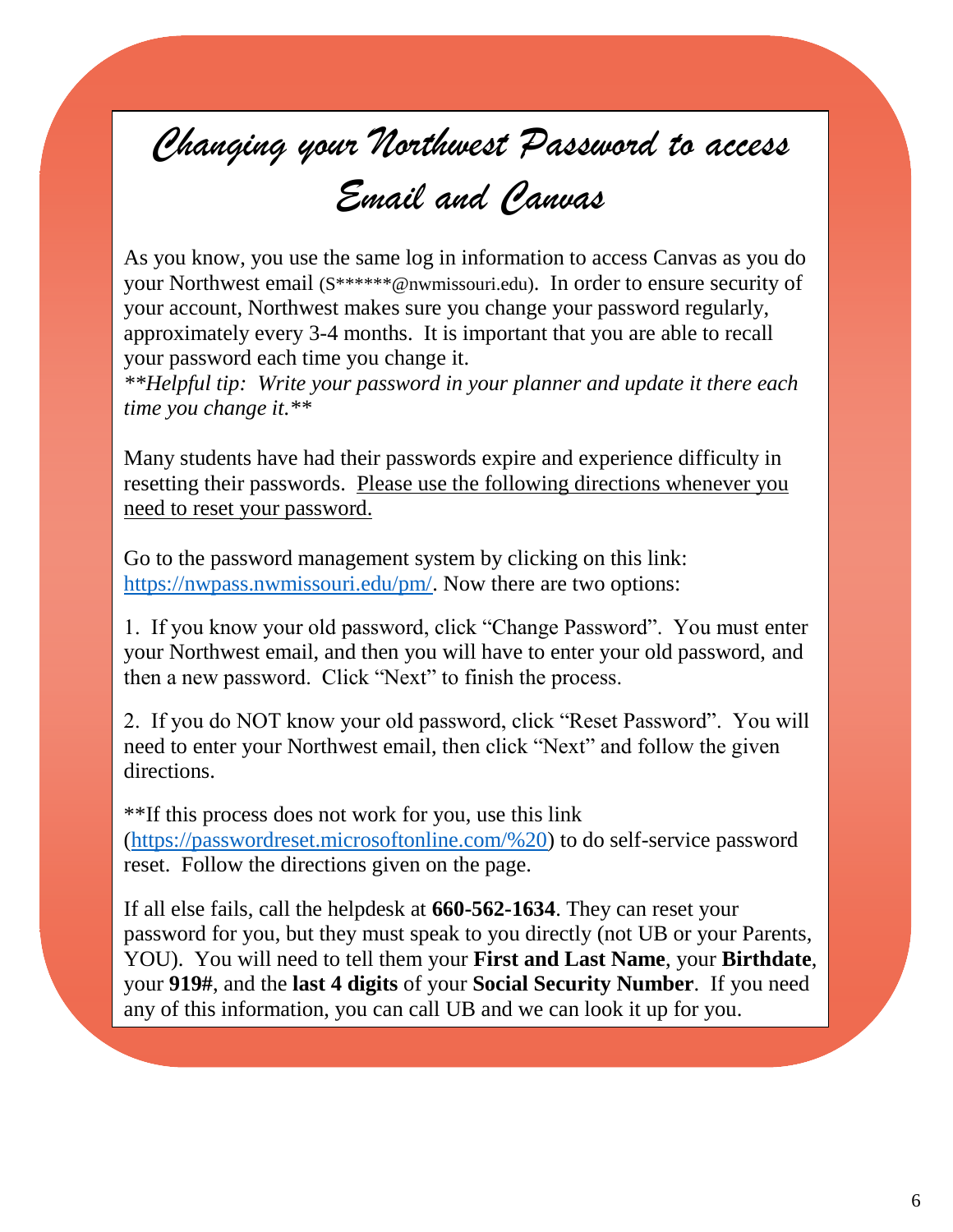# *Changing your Northwest Password to access Email and Canvas*

As you know, you use the same log in information to access Canvas as you do your Northwest email (S******@nwmissouri.edu). In order to ensure security of your account, Northwest makes sure you change your password regularly, approximately every 3-4 months. It is important that you are able to recall your password each time you change it.
*\*\*Helpful tip: Write your password in your planner and update it there each time you change it.\*\**

Many students have had their passwords expire and experience difficulty in resetting their passwords. <u>Please use the following directions whenever you need to reset your password.</u>

Go to the password management system by clicking on this link: [https://nwpass.nwmissouri.edu/pm/](https://nwpass.nwmissouri.edu/pm/). Now there are two options:

1. If you know your old password, click "Change Password". You must enter your Northwest email, and then you will have to enter your old password, and then a new password. Click "Next" to finish the process.

2. If you do NOT know your old password, click "Reset Password". You will need to enter your Northwest email, then click "Next" and follow the given directions.

**If this process does not work for you, use this link ([https://passwordreset.microsoftonline.com/%20](https://passwordreset.microsoftonline.com/%20)) to do self-service password reset. Follow the directions given on the page.

If all else fails, call the helpdesk at **660-562-1634**. They can reset your password for you, but they must speak to you directly (not UB or your Parents, YOU). You will need to tell them your **First and Last Name**, your **Birthdate**, your **919#**, and the **last 4 digits** of your **Social Security Number**. If you need any of this information, you can call UB and we can look it up for you.